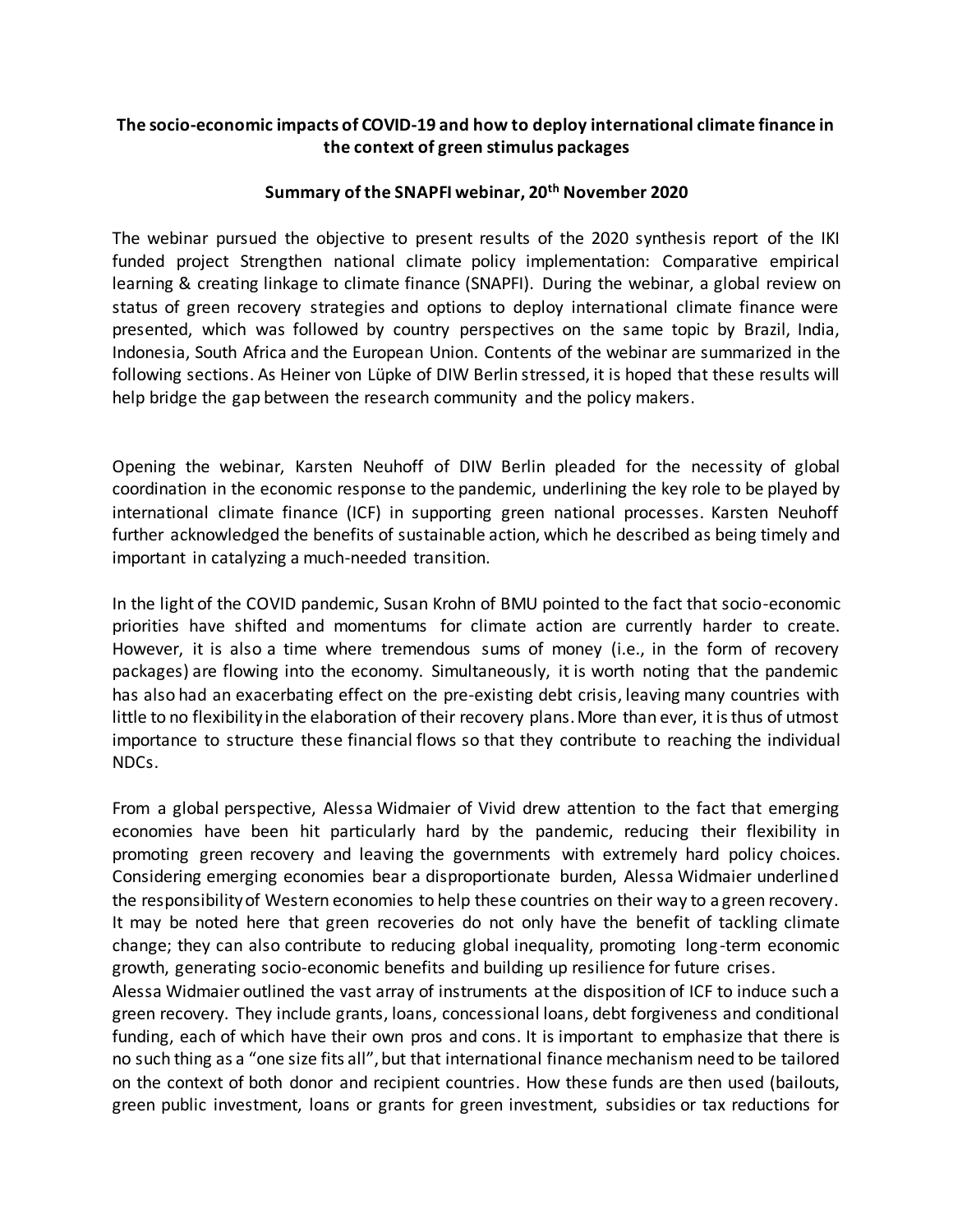**The socio-economic impacts of COVID-19 and how to deploy international climate finance in the context of green stimulus packages**

**Summary of the SNAPFI webinar, 20th November 2020**

The webinar pursued the objective to present results of the 2020 synthesis report of the IKI funded project Strengthen national climate policy implementation: Comparative empirical learning & creating linkage to climate finance (SNAPFI). During the webinar, a global review on status of green recovery strategies and options to deploy international climate finance were presented, which was followed by country perspectives on the same topic by Brazil, India, Indonesia, South Africa and the European Union. Contents of the webinar are summarized in the following sections. As Heiner von Lüpke of DIW Berlin stressed, it is hoped that these results will help bridge the gap between the research community and the policy makers.

Opening the webinar, Karsten Neuhoff of DIW Berlin pleaded for the necessity of global coordination in the economic response to the pandemic, underlining the key role to be played by international climate finance (ICF) in supporting green national processes. Karsten Neuhoff further acknowledged the benefits of sustainable action, which he described as being timely and important in catalyzing a much-needed transition.

In the light of the COVID pandemic, Susan Krohn of BMU pointed to the fact that socio-economic priorities have shifted and momentums for climate action are currently harder to create. However, it is also a time where tremendous sums of money (i.e., in the form of recovery packages) are flowing into the economy. Simultaneously, it is worth noting that the pandemic has also had an exacerbating effect on the pre-existing debt crisis, leaving many countries with little to no flexibility in the elaboration of their recovery plans. More than ever, it is thus of utmost importance to structure these financial flows so that they contribute to reaching the individual NDCs.

From a global perspective, Alessa Widmaier of Vivid drew attention to the fact that emerging economies have been hit particularly hard by the pandemic, reducing their flexibility in promoting green recovery and leaving the governments with extremely hard policy choices. Considering emerging economies bear a disproportionate burden, Alessa Widmaier underlined the responsibility of Western economies to help these countries on their way to a green recovery. It may be noted here that green recoveries do not only have the benefit of tackling climate change; they can also contribute to reducing global inequality, promoting long-term economic growth, generating socio-economic benefits and building up resilience for future crises.
Alessa Widmaier outlined the vast array of instruments at the disposition of ICF to induce such a green recovery. They include grants, loans, concessional loans, debt forgiveness and conditional funding, each of which have their own pros and cons. It is important to emphasize that there is no such thing as a "one size fits all", but that international finance mechanism need to be tailored on the context of both donor and recipient countries. How these funds are then used (bailouts, green public investment, loans or grants for green investment, subsidies or tax reductions for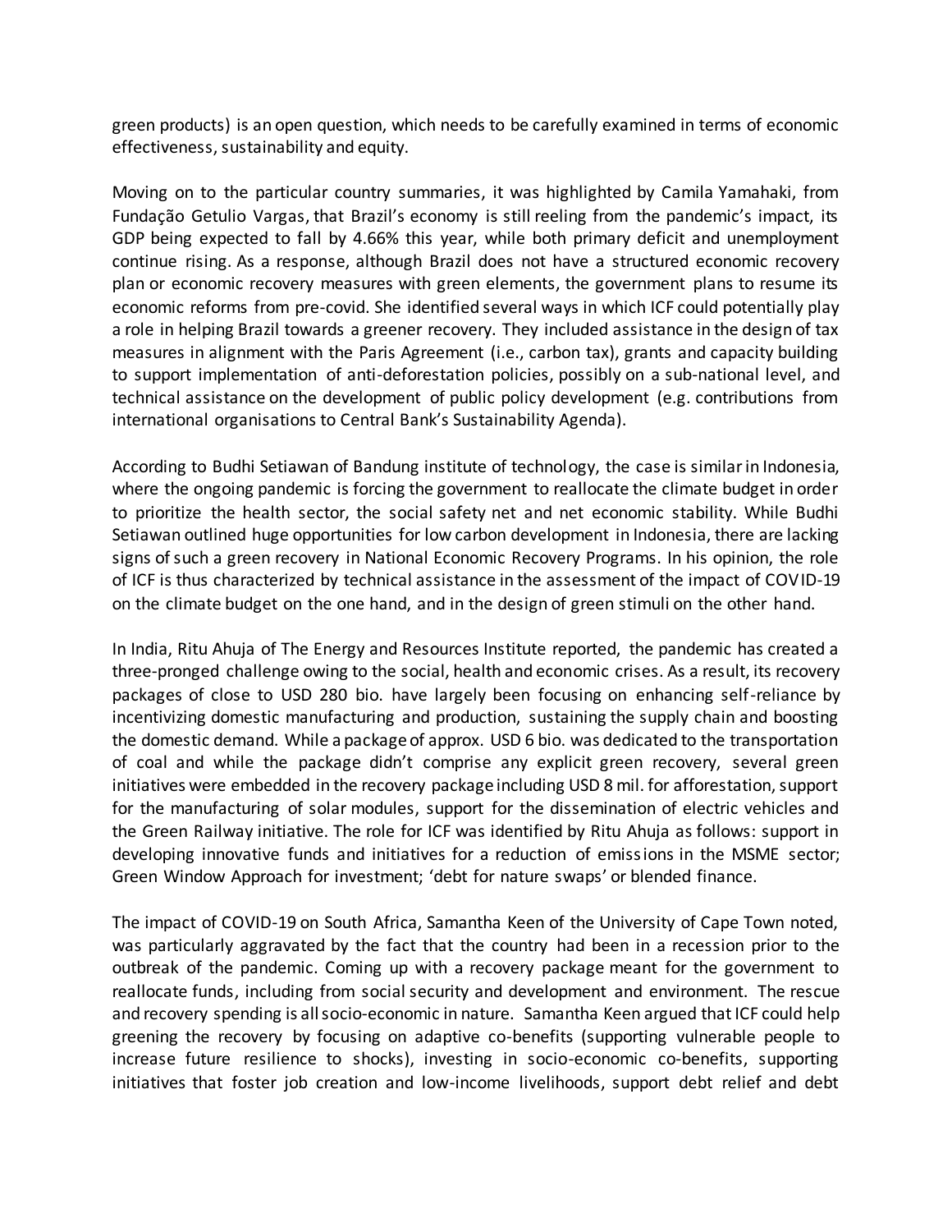green products) is an open question, which needs to be carefully examined in terms of economic effectiveness, sustainability and equity.

Moving on to the particular country summaries, it was highlighted by Camila Yamahaki, from Fundação Getulio Vargas, that Brazil's economy is still reeling from the pandemic's impact, its GDP being expected to fall by 4.66% this year, while both primary deficit and unemployment continue rising. As a response, although Brazil does not have a structured economic recovery plan or economic recovery measures with green elements, the government plans to resume its economic reforms from pre-covid. She identified several ways in which ICF could potentially play a role in helping Brazil towards a greener recovery. They included assistance in the design of tax measures in alignment with the Paris Agreement (i.e., carbon tax), grants and capacity building to support implementation of anti-deforestation policies, possibly on a sub-national level, and technical assistance on the development of public policy development (e.g. contributions from international organisations to Central Bank's Sustainability Agenda).

According to Budhi Setiawan of Bandung institute of technology, the case is similar in Indonesia, where the ongoing pandemic is forcing the government to reallocate the climate budget in order to prioritize the health sector, the social safety net and net economic stability. While Budhi Setiawan outlined huge opportunities for low carbon development in Indonesia, there are lacking signs of such a green recovery in National Economic Recovery Programs. In his opinion, the role of ICF is thus characterized by technical assistance in the assessment of the impact of COVID-19 on the climate budget on the one hand, and in the design of green stimuli on the other hand.

In India, Ritu Ahuja of The Energy and Resources Institute reported, the pandemic has created a three-pronged challenge owing to the social, health and economic crises. As a result, its recovery packages of close to USD 280 bio. have largely been focusing on enhancing self-reliance by incentivizing domestic manufacturing and production, sustaining the supply chain and boosting the domestic demand. While a package of approx. USD 6 bio. was dedicated to the transportation of coal and while the package didn't comprise any explicit green recovery, several green initiatives were embedded in the recovery package including USD 8 mil. for afforestation, support for the manufacturing of solar modules, support for the dissemination of electric vehicles and the Green Railway initiative. The role for ICF was identified by Ritu Ahuja as follows: support in developing innovative funds and initiatives for a reduction of emissions in the MSME sector; Green Window Approach for investment; 'debt for nature swaps' or blended finance.

The impact of COVID-19 on South Africa, Samantha Keen of the University of Cape Town noted, was particularly aggravated by the fact that the country had been in a recession prior to the outbreak of the pandemic. Coming up with a recovery package meant for the government to reallocate funds, including from social security and development and environment. The rescue and recovery spending is all socio-economic in nature. Samantha Keen argued that ICF could help greening the recovery by focusing on adaptive co-benefits (supporting vulnerable people to increase future resilience to shocks), investing in socio-economic co-benefits, supporting initiatives that foster job creation and low-income livelihoods, support debt relief and debt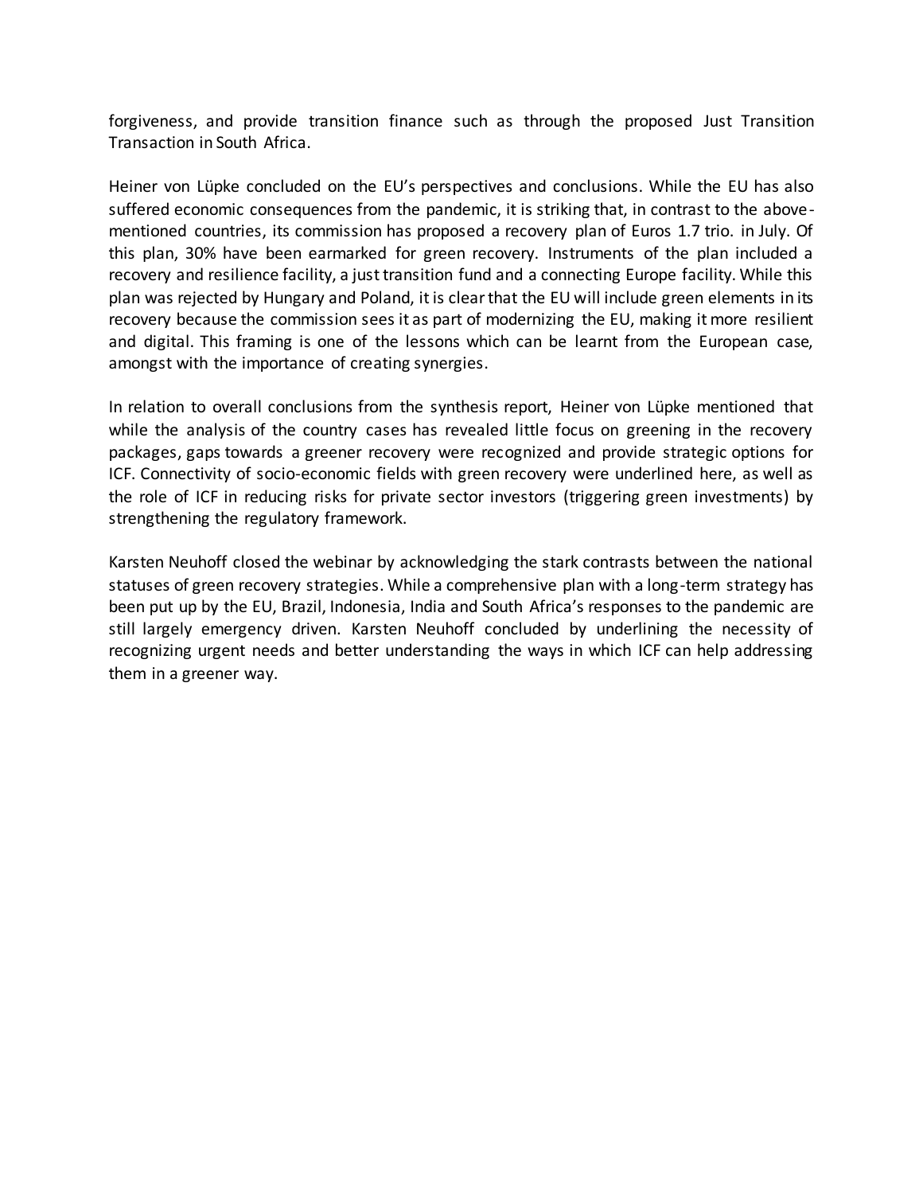forgiveness, and provide transition finance such as through the proposed Just Transition Transaction in South Africa.

Heiner von Lüpke concluded on the EU's perspectives and conclusions. While the EU has also suffered economic consequences from the pandemic, it is striking that, in contrast to the above-mentioned countries, its commission has proposed a recovery plan of Euros 1.7 trio. in July. Of this plan, 30% have been earmarked for green recovery. Instruments of the plan included a recovery and resilience facility, a just transition fund and a connecting Europe facility. While this plan was rejected by Hungary and Poland, it is clear that the EU will include green elements in its recovery because the commission sees it as part of modernizing the EU, making it more resilient and digital. This framing is one of the lessons which can be learnt from the European case, amongst with the importance of creating synergies.

In relation to overall conclusions from the synthesis report, Heiner von Lüpke mentioned that while the analysis of the country cases has revealed little focus on greening in the recovery packages, gaps towards a greener recovery were recognized and provide strategic options for ICF. Connectivity of socio-economic fields with green recovery were underlined here, as well as the role of ICF in reducing risks for private sector investors (triggering green investments) by strengthening the regulatory framework.

Karsten Neuhoff closed the webinar by acknowledging the stark contrasts between the national statuses of green recovery strategies. While a comprehensive plan with a long-term strategy has been put up by the EU, Brazil, Indonesia, India and South Africa's responses to the pandemic are still largely emergency driven. Karsten Neuhoff concluded by underlining the necessity of recognizing urgent needs and better understanding the ways in which ICF can help addressing them in a greener way.